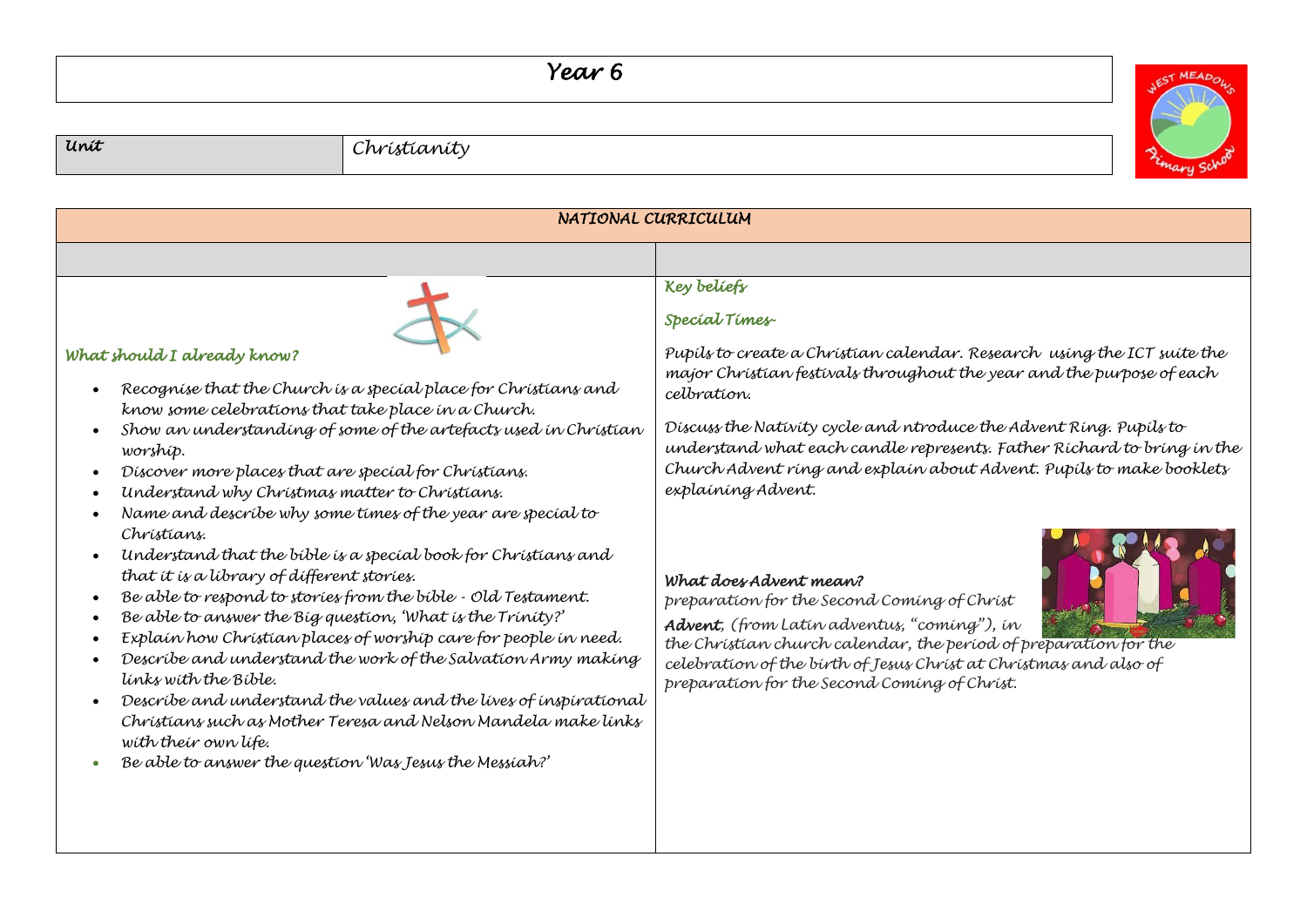# Year 6

| Unit | Christianity |
|---|---|

## NATIONAL CURRICULUM

### What should I already know?

- Recognise that the Church is a special place for Christians and know some celebrations that take place in a Church.
- Show an understanding of some of the artefacts used in Christian worship.
- Discover more places that are special for Christians.
- Understand why Christmas matter to Christians.
- Name and describe why some times of the year are special to Christians.
- Understand that the bible is a special book for Christians and that it is a library of different stories.
- Be able to respond to stories from the bible - Old Testament.
- Be able to answer the Big question, 'What is the Trinity?'
- Explain how Christian places of worship care for people in need.
- Describe and understand the work of the Salvation Army making links with the Bible.
- Describe and understand the values and the lives of inspirational Christians such as Mother Teresa and Nelson Mandela make links with their own life.
- Be able to answer the question 'Was Jesus the Messiah?'

### Key beliefs

#### Special Times-

Pupils to create a Christian calendar. Research using the ICT suite the major Christian festivals throughout the year and the purpose of each celbration.

Discuss the Nativity cycle and ntroduce the Advent Ring. Pupils to understand what each candle represents. Father Richard to bring in the Church Advent ring and explain about Advent. Pupils to make booklets explaining Advent.

#### What does Advent mean?

preparation for the Second Coming of Christ

**Advent**, (from Latin adventus, "coming"), in the Christian church calendar, the period of preparation for the celebration of the birth of Jesus Christ at Christmas and also of preparation for the Second Coming of Christ.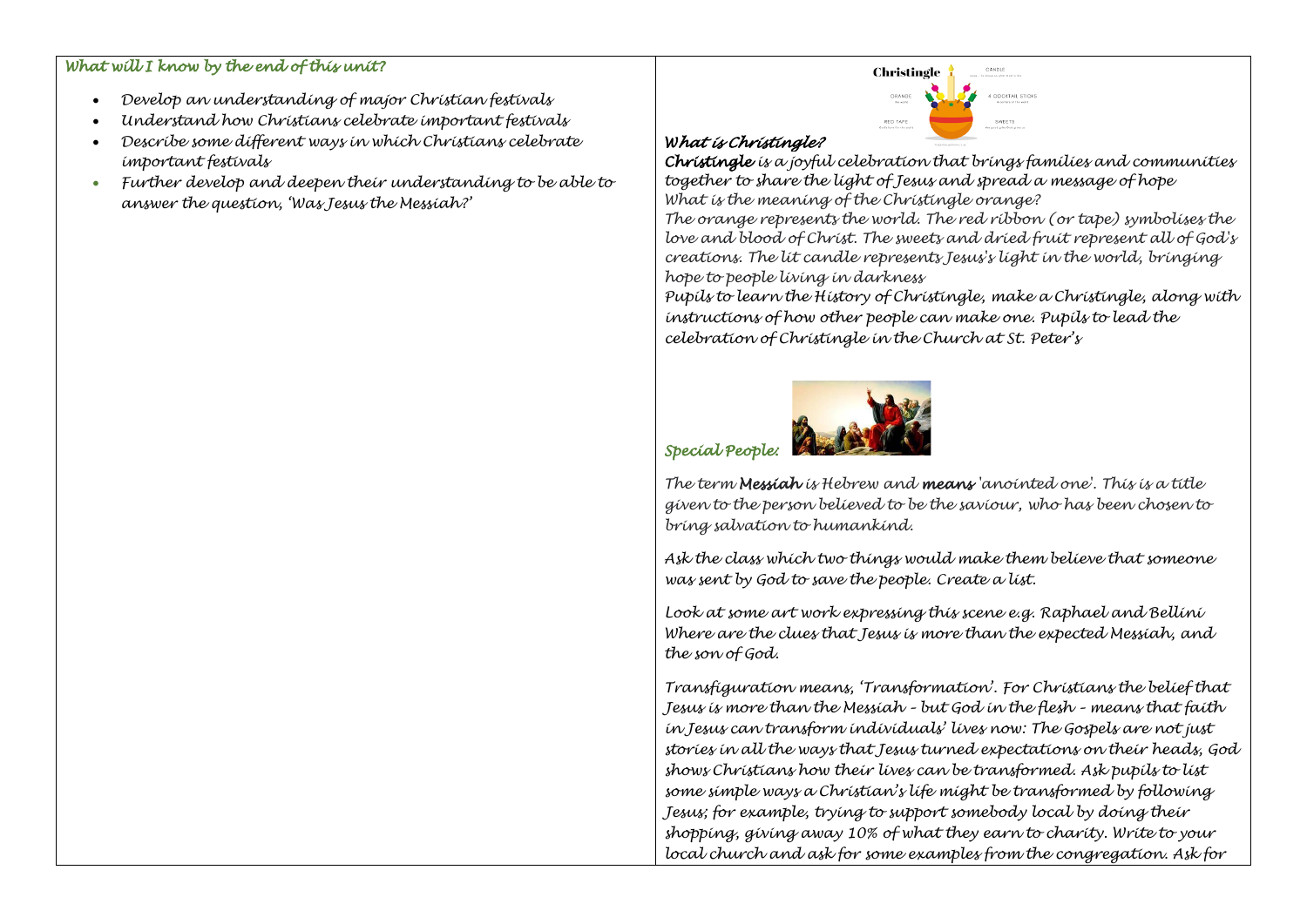***What will I know by the end of this unit?***

- *Develop an understanding of major Christian festivals*
- *Understand how Christians celebrate important festivals*
- *Describe some different ways in which Christians celebrate important festivals*
- *Further develop and deepen their understanding to be able to answer the question, 'Was Jesus the Messiah?'*

***What is Christingle?***

***Christingle*** *is a joyful celebration that brings families and communities together to share the light of Jesus and spread a message of hope*

*What is the meaning of the Christingle orange?*

*The orange represents the world. The red ribbon (or tape) symbolises the love and blood of Christ. The sweets and dried fruit represent all of God's creations. The lit candle represents Jesus's light in the world, bringing hope to people living in darkness*

*Pupils to learn the History of Christingle, make a Christingle, along with instructions of how other people can make one. Pupils to lead the celebration of Christingle in the Church at St. Peter's*

***Special People:***

*The term* ***Messiah*** *is Hebrew and* ***means*** *'anointed one'. This is a title given to the person believed to be the saviour, who has been chosen to bring salvation to humankind.*

*Ask the class which two things would make them believe that someone was sent by God to save the people. Create a list.*

*Look at some art work expressing this scene e.g. Raphael and Bellini Where are the clues that Jesus is more than the expected Messiah, and the son of God.*

*Transfiguration means, 'Transformation'. For Christians the belief that Jesus is more than the Messiah – but God in the flesh – means that faith in Jesus can transform individuals' lives now: The Gospels are not just stories in all the ways that Jesus turned expectations on their heads, God shows Christians how their lives can be transformed. Ask pupils to list some simple ways a Christian's life might be transformed by following Jesus; for example, trying to support somebody local by doing their shopping, giving away 10% of what they earn to charity. Write to your local church and ask for some examples from the congregation. Ask for*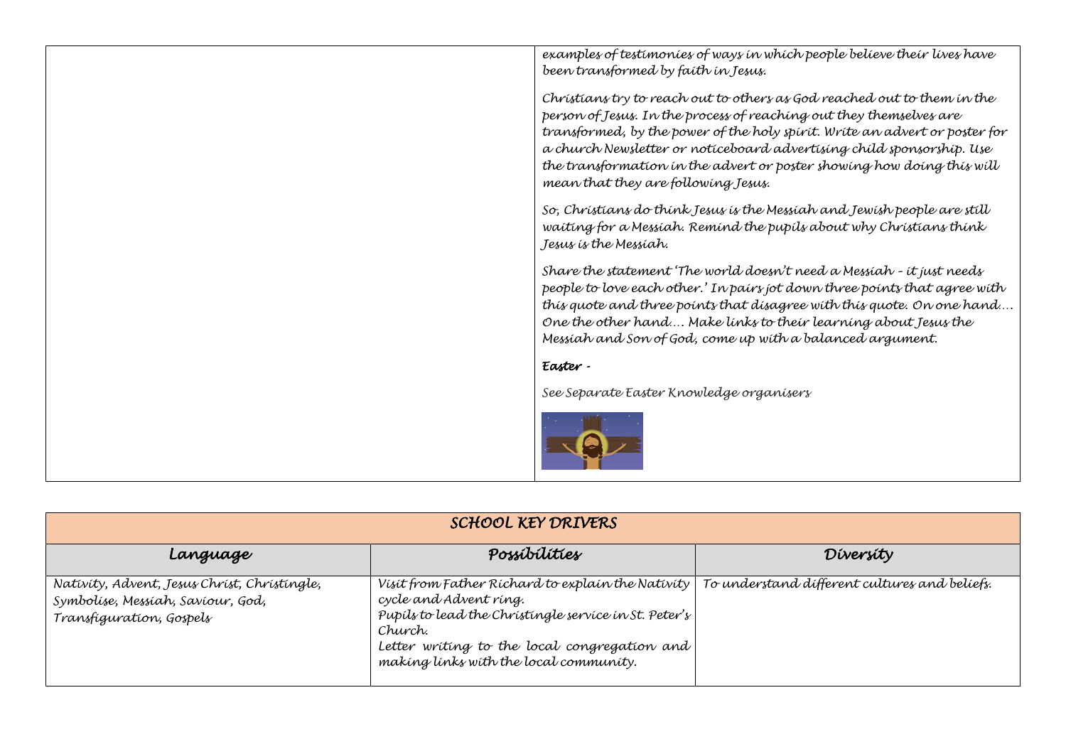| | |
|---|---|
| | *examples of testimonies of ways in which people believe their lives have been transformed by faith in Jesus.*<br><br>*Christians try to reach out to others as God reached out to them in the person of Jesus. In the process of reaching out they themselves are transformed, by the power of the holy spirit. Write an advert or poster for a church Newsletter or noticeboard advertising child sponsorship. Use the transformation in the advert or poster showing how doing this will mean that they are following Jesus.*<br><br>*So, Christians do think Jesus is the Messiah and Jewish people are still waiting for a Messiah. Remind the pupils about why Christians think Jesus is the Messiah.*<br><br>*Share the statement 'The world doesn't need a Messiah – it just needs people to love each other.' In pairs jot down three points that agree with this quote and three points that disagree with this quote. On one hand… One the other hand…. Make links to their learning about Jesus the Messiah and Son of God, come up with a balanced argument.*<br><br>***Easter -***<br><br>*See Separate Easter Knowledge organisers* |

| *SCHOOL KEY DRIVERS* | | |
|---|---|---|
| ***Language*** | ***Possibilities*** | ***Diversity*** |
| *Nativity, Advent, Jesus Christ, Christingle, Symbolise, Messiah, Saviour, God, Transfiguration, Gospels* | *Visit from Father Richard to explain the Nativity cycle and Advent ring.*<br>*Pupils to lead the Christingle service in St. Peter's Church.*<br>*Letter writing to the local congregation and making links with the local community.* | *To understand different cultures and beliefs.* |